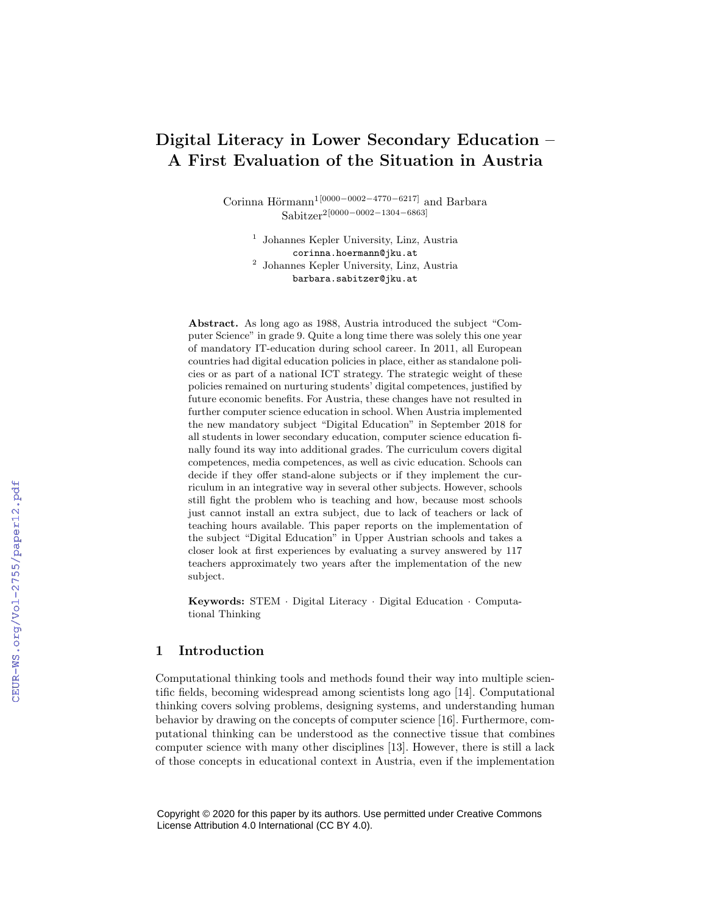# Digital Literacy in Lower Secondary Education – A First Evaluation of the Situation in Austria

Corinna Hörmann[1] [0000−0002−4770−6217] and Barbara Sabitzer[2] [0000−0002−1304−6863]

[1] Johannes Kepler University, Linz, Austria
corinna.hoermann@jku.at

[2] Johannes Kepler University, Linz, Austria
barbara.sabitzer@jku.at

**Abstract.** As long ago as 1988, Austria introduced the subject "Computer Science" in grade 9. Quite a long time there was solely this one year of mandatory IT-education during school career. In 2011, all European countries had digital education policies in place, either as standalone policies or as part of a national ICT strategy. The strategic weight of these policies remained on nurturing students' digital competences, justified by future economic benefits. For Austria, these changes have not resulted in further computer science education in school. When Austria implemented the new mandatory subject "Digital Education" in September 2018 for all students in lower secondary education, computer science education finally found its way into additional grades. The curriculum covers digital competences, media competences, as well as civic education. Schools can decide if they offer stand-alone subjects or if they implement the curriculum in an integrative way in several other subjects. However, schools still fight the problem who is teaching and how, because most schools just cannot install an extra subject, due to lack of teachers or lack of teaching hours available. This paper reports on the implementation of the subject "Digital Education" in Upper Austrian schools and takes a closer look at first experiences by evaluating a survey answered by 117 teachers approximately two years after the implementation of the new subject.

**Keywords:** STEM · Digital Literacy · Digital Education · Computational Thinking

## 1 Introduction

Computational thinking tools and methods found their way into multiple scientific fields, becoming widespread among scientists long ago [14]. Computational thinking covers solving problems, designing systems, and understanding human behavior by drawing on the concepts of computer science [16]. Furthermore, computational thinking can be understood as the connective tissue that combines computer science with many other disciplines [13]. However, there is still a lack of those concepts in educational context in Austria, even if the implementation

Copyright © 2020 for this paper by its authors. Use permitted under Creative Commons License Attribution 4.0 International (CC BY 4.0).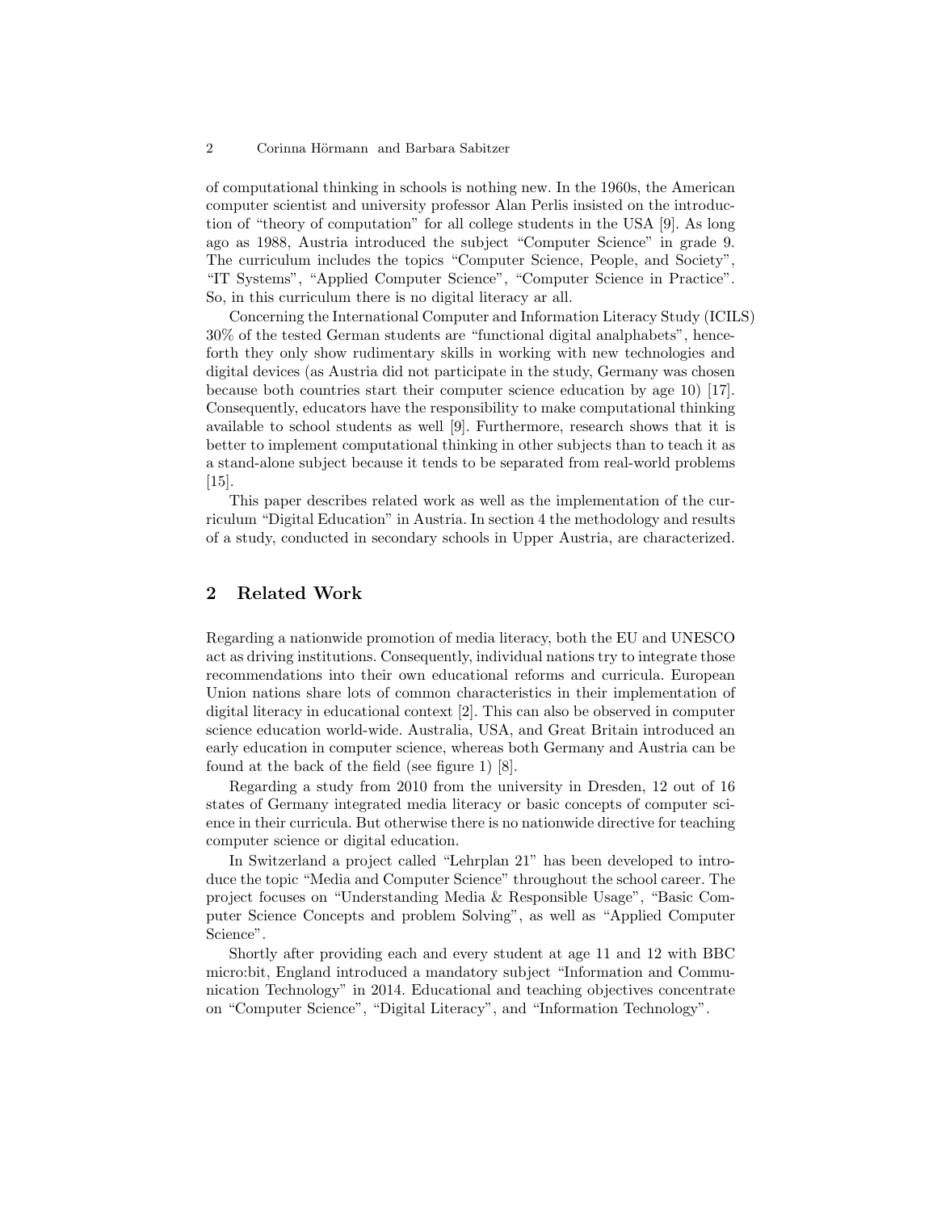of computational thinking in schools is nothing new. In the 1960s, the American computer scientist and university professor Alan Perlis insisted on the introduction of "theory of computation" for all college students in the USA [9]. As long ago as 1988, Austria introduced the subject "Computer Science" in grade 9. The curriculum includes the topics "Computer Science, People, and Society", "IT Systems", "Applied Computer Science", "Computer Science in Practice". So, in this curriculum there is no digital literacy ar all.

Concerning the International Computer and Information Literacy Study (ICILS) 30% of the tested German students are "functional digital analphabets", henceforth they only show rudimentary skills in working with new technologies and digital devices (as Austria did not participate in the study, Germany was chosen because both countries start their computer science education by age 10) [17]. Consequently, educators have the responsibility to make computational thinking available to school students as well [9]. Furthermore, research shows that it is better to implement computational thinking in other subjects than to teach it as a stand-alone subject because it tends to be separated from real-world problems [15].

This paper describes related work as well as the implementation of the curriculum "Digital Education" in Austria. In section 4 the methodology and results of a study, conducted in secondary schools in Upper Austria, are characterized.

## 2 Related Work

Regarding a nationwide promotion of media literacy, both the EU and UNESCO act as driving institutions. Consequently, individual nations try to integrate those recommendations into their own educational reforms and curricula. European Union nations share lots of common characteristics in their implementation of digital literacy in educational context [2]. This can also be observed in computer science education world-wide. Australia, USA, and Great Britain introduced an early education in computer science, whereas both Germany and Austria can be found at the back of the field (see figure 1) [8].

Regarding a study from 2010 from the university in Dresden, 12 out of 16 states of Germany integrated media literacy or basic concepts of computer science in their curricula. But otherwise there is no nationwide directive for teaching computer science or digital education.

In Switzerland a project called "Lehrplan 21" has been developed to introduce the topic "Media and Computer Science" throughout the school career. The project focuses on "Understanding Media & Responsible Usage", "Basic Computer Science Concepts and problem Solving", as well as "Applied Computer Science".

Shortly after providing each and every student at age 11 and 12 with BBC micro:bit, England introduced a mandatory subject "Information and Communication Technology" in 2014. Educational and teaching objectives concentrate on "Computer Science", "Digital Literacy", and "Information Technology".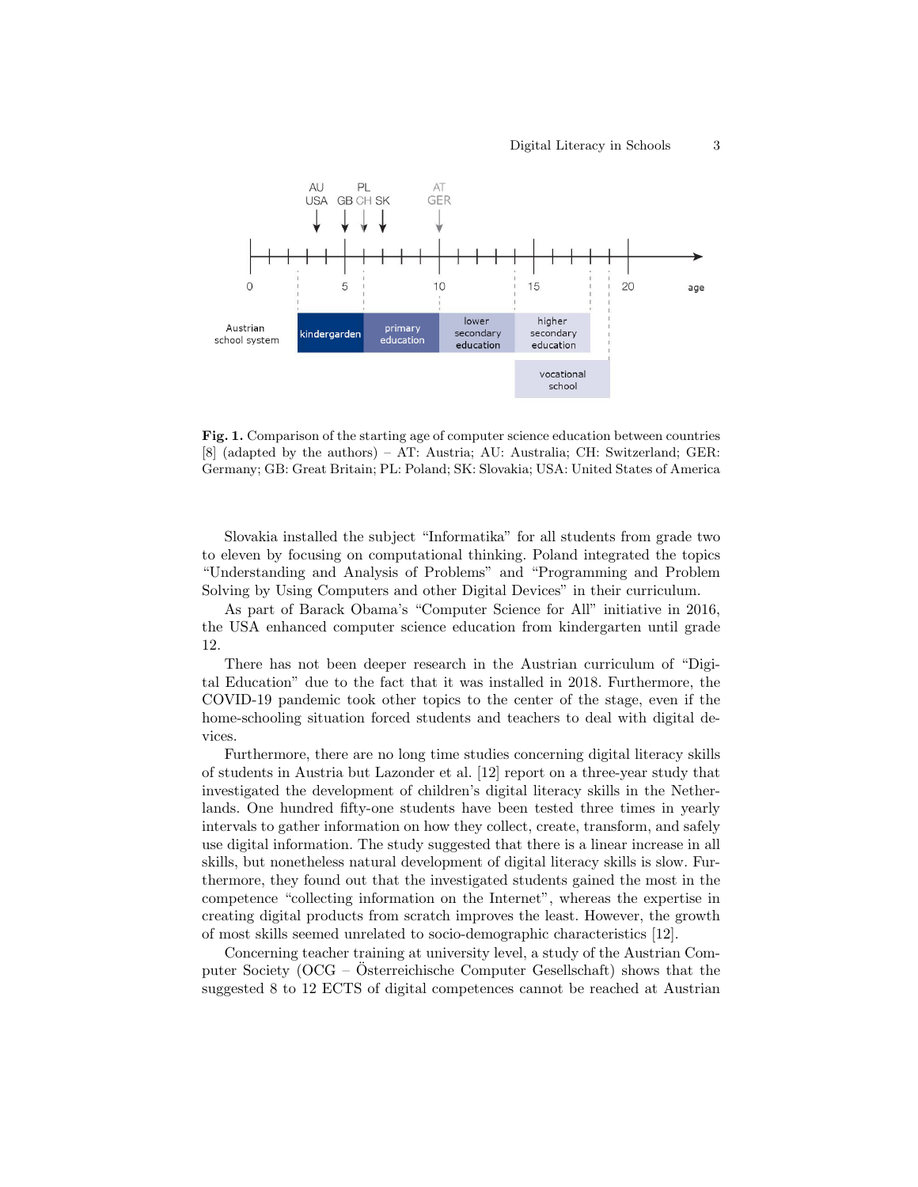Fig. 1. Comparison of the starting age of computer science education between countries [8] (adapted by the authors) – AT: Austria; AU: Australia; CH: Switzerland; GER: Germany; GB: Great Britain; PL: Poland; SK: Slovakia; USA: United States of America

Slovakia installed the subject "Informatika" for all students from grade two to eleven by focusing on computational thinking. Poland integrated the topics "Understanding and Analysis of Problems" and "Programming and Problem Solving by Using Computers and other Digital Devices" in their curriculum.

As part of Barack Obama's "Computer Science for All" initiative in 2016, the USA enhanced computer science education from kindergarten until grade 12.

There has not been deeper research in the Austrian curriculum of "Digital Education" due to the fact that it was installed in 2018. Furthermore, the COVID-19 pandemic took other topics to the center of the stage, even if the home-schooling situation forced students and teachers to deal with digital devices.

Furthermore, there are no long time studies concerning digital literacy skills of students in Austria but Lazonder et al. [12] report on a three-year study that investigated the development of children's digital literacy skills in the Netherlands. One hundred fifty-one students have been tested three times in yearly intervals to gather information on how they collect, create, transform, and safely use digital information. The study suggested that there is a linear increase in all skills, but nonetheless natural development of digital literacy skills is slow. Furthermore, they found out that the investigated students gained the most in the competence "collecting information on the Internet", whereas the expertise in creating digital products from scratch improves the least. However, the growth of most skills seemed unrelated to socio-demographic characteristics [12].

Concerning teacher training at university level, a study of the Austrian Computer Society (OCG – Österreichische Computer Gesellschaft) shows that the suggested 8 to 12 ECTS of digital competences cannot be reached at Austrian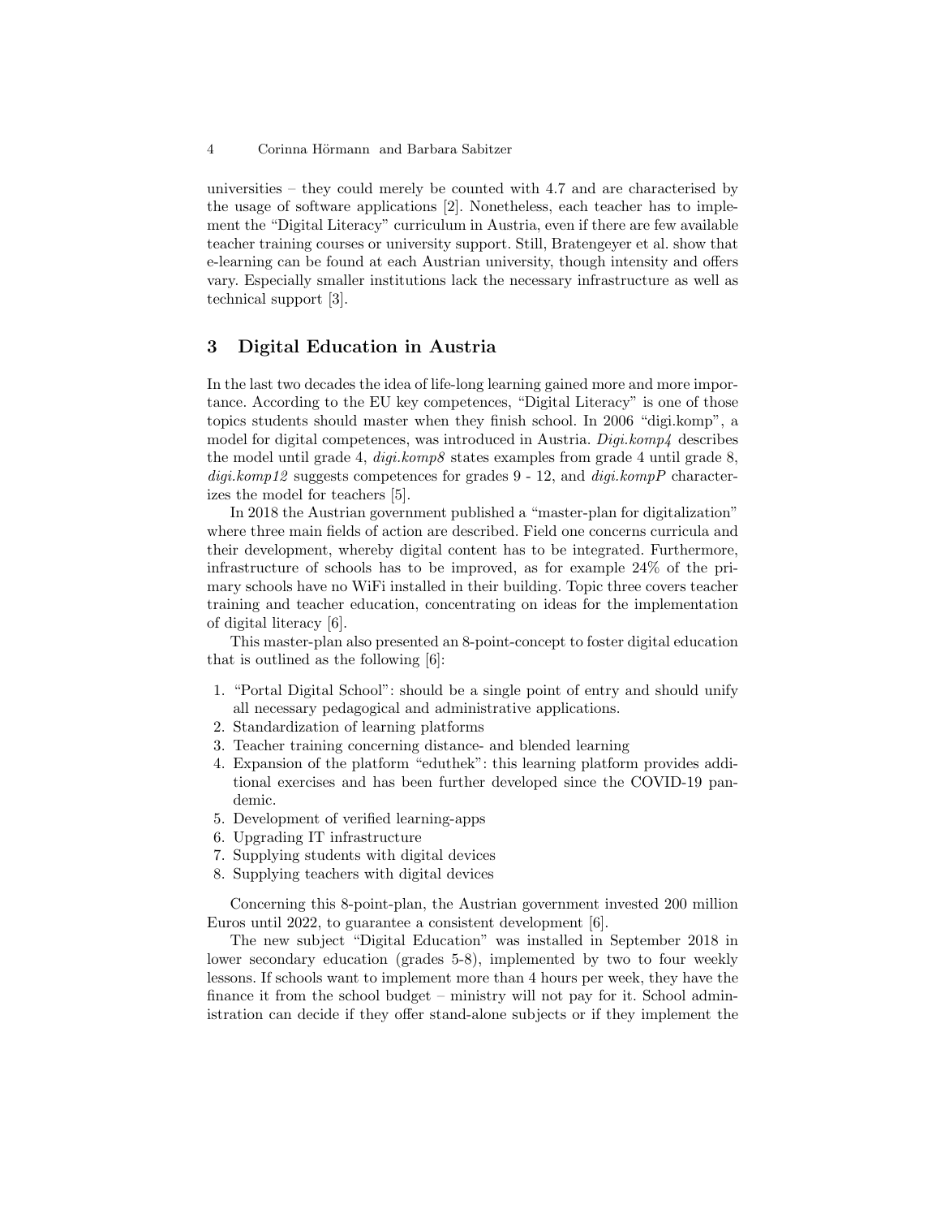universities – they could merely be counted with 4.7 and are characterised by the usage of software applications [2]. Nonetheless, each teacher has to implement the "Digital Literacy" curriculum in Austria, even if there are few available teacher training courses or university support. Still, Bratengeyer et al. show that e-learning can be found at each Austrian university, though intensity and offers vary. Especially smaller institutions lack the necessary infrastructure as well as technical support [3].

## 3 Digital Education in Austria

In the last two decades the idea of life-long learning gained more and more importance. According to the EU key competences, "Digital Literacy" is one of those topics students should master when they finish school. In 2006 "digi.komp", a model for digital competences, was introduced in Austria. *Digi.komp4* describes the model until grade 4, *digi.komp8* states examples from grade 4 until grade 8, *digi.komp12* suggests competences for grades 9 - 12, and *digi.kompP* characterizes the model for teachers [5].

In 2018 the Austrian government published a "master-plan for digitalization" where three main fields of action are described. Field one concerns curricula and their development, whereby digital content has to be integrated. Furthermore, infrastructure of schools has to be improved, as for example 24% of the primary schools have no WiFi installed in their building. Topic three covers teacher training and teacher education, concentrating on ideas for the implementation of digital literacy [6].

This master-plan also presented an 8-point-concept to foster digital education that is outlined as the following [6]:

1. "Portal Digital School": should be a single point of entry and should unify all necessary pedagogical and administrative applications.
2. Standardization of learning platforms
3. Teacher training concerning distance- and blended learning
4. Expansion of the platform "eduthek": this learning platform provides additional exercises and has been further developed since the COVID-19 pandemic.
5. Development of verified learning-apps
6. Upgrading IT infrastructure
7. Supplying students with digital devices
8. Supplying teachers with digital devices

Concerning this 8-point-plan, the Austrian government invested 200 million Euros until 2022, to guarantee a consistent development [6].

The new subject "Digital Education" was installed in September 2018 in lower secondary education (grades 5-8), implemented by two to four weekly lessons. If schools want to implement more than 4 hours per week, they have the finance it from the school budget – ministry will not pay for it. School administration can decide if they offer stand-alone subjects or if they implement the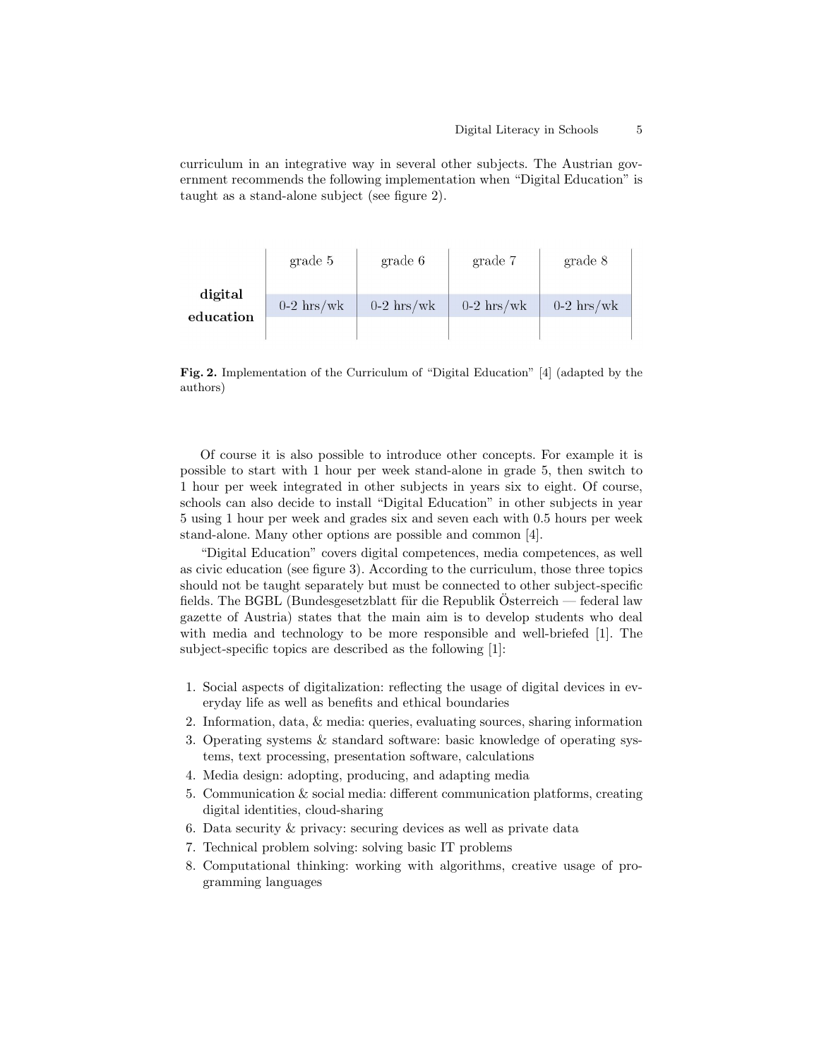curriculum in an integrative way in several other subjects. The Austrian government recommends the following implementation when "Digital Education" is taught as a stand-alone subject (see figure 2).

| | grade 5 | grade 6 | grade 7 | grade 8 |
|---|---|---|---|---|
| **digital education** | 0-2 hrs/wk | 0-2 hrs/wk | 0-2 hrs/wk | 0-2 hrs/wk |

**Fig. 2.** Implementation of the Curriculum of "Digital Education" [4] (adapted by the authors)

Of course it is also possible to introduce other concepts. For example it is possible to start with 1 hour per week stand-alone in grade 5, then switch to 1 hour per week integrated in other subjects in years six to eight. Of course, schools can also decide to install "Digital Education" in other subjects in year 5 using 1 hour per week and grades six and seven each with 0.5 hours per week stand-alone. Many other options are possible and common [4].

"Digital Education" covers digital competences, media competences, as well as civic education (see figure 3). According to the curriculum, those three topics should not be taught separately but must be connected to other subject-specific fields. The BGBL (Bundesgesetzblatt für die Republik Österreich — federal law gazette of Austria) states that the main aim is to develop students who deal with media and technology to be more responsible and well-briefed [1]. The subject-specific topics are described as the following [1]:

1. Social aspects of digitalization: reflecting the usage of digital devices in everyday life as well as benefits and ethical boundaries
2. Information, data, & media: queries, evaluating sources, sharing information
3. Operating systems & standard software: basic knowledge of operating systems, text processing, presentation software, calculations
4. Media design: adopting, producing, and adapting media
5. Communication & social media: different communication platforms, creating digital identities, cloud-sharing
6. Data security & privacy: securing devices as well as private data
7. Technical problem solving: solving basic IT problems
8. Computational thinking: working with algorithms, creative usage of programming languages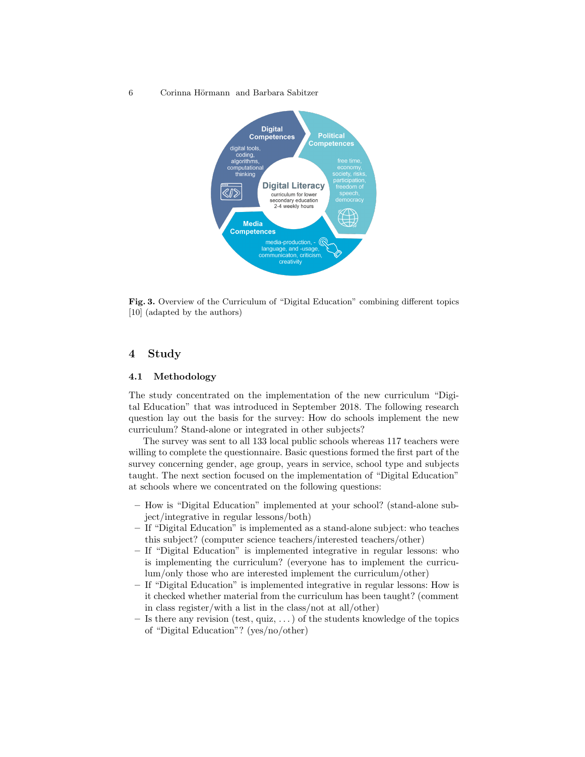Fig. 3. Overview of the Curriculum of "Digital Education" combining different topics [10] (adapted by the authors)

## 4 Study

### 4.1 Methodology

The study concentrated on the implementation of the new curriculum "Digital Education" that was introduced in September 2018. The following research question lay out the basis for the survey: How do schools implement the new curriculum? Stand-alone or integrated in other subjects?

The survey was sent to all 133 local public schools whereas 117 teachers were willing to complete the questionnaire. Basic questions formed the first part of the survey concerning gender, age group, years in service, school type and subjects taught. The next section focused on the implementation of "Digital Education" at schools where we concentrated on the following questions:

– How is "Digital Education" implemented at your school? (stand-alone subject/integrative in regular lessons/both)
– If "Digital Education" is implemented as a stand-alone subject: who teaches this subject? (computer science teachers/interested teachers/other)
– If "Digital Education" is implemented integrative in regular lessons: who is implementing the curriculum? (everyone has to implement the curriculum/only those who are interested implement the curriculum/other)
– If "Digital Education" is implemented integrative in regular lessons: How is it checked whether material from the curriculum has been taught? (comment in class register/with a list in the class/not at all/other)
– Is there any revision (test, quiz, ...) of the students knowledge of the topics of "Digital Education"? (yes/no/other)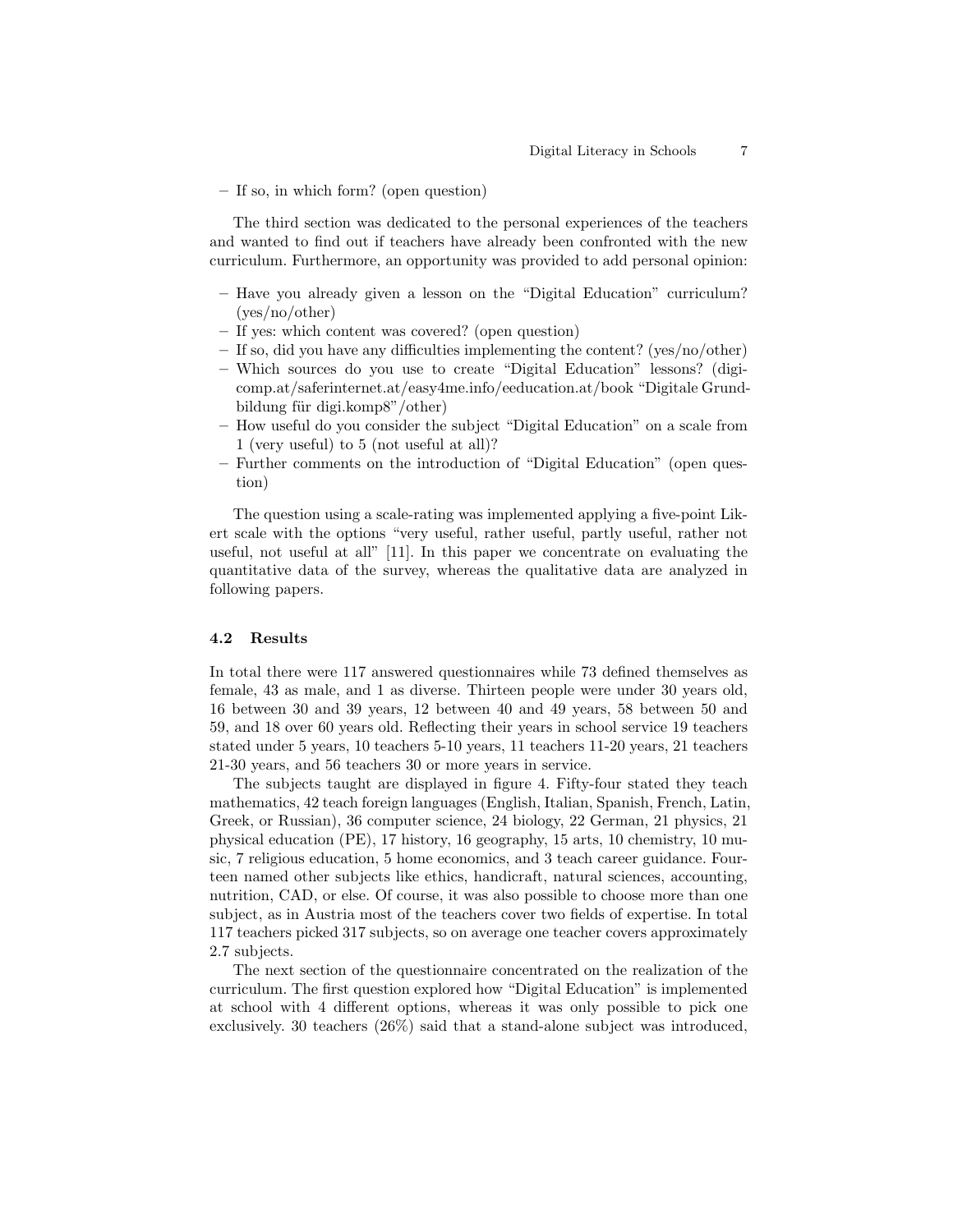– If so, in which form? (open question)

The third section was dedicated to the personal experiences of the teachers and wanted to find out if teachers have already been confronted with the new curriculum. Furthermore, an opportunity was provided to add personal opinion:

– Have you already given a lesson on the "Digital Education" curriculum? (yes/no/other)
– If yes: which content was covered? (open question)
– If so, did you have any difficulties implementing the content? (yes/no/other)
– Which sources do you use to create "Digital Education" lessons? (digicomp.at/saferinternet.at/easy4me.info/eeducation.at/book "Digitale Grundbildung für digi.komp8"/other)
– How useful do you consider the subject "Digital Education" on a scale from 1 (very useful) to 5 (not useful at all)?
– Further comments on the introduction of "Digital Education" (open question)

The question using a scale-rating was implemented applying a five-point Likert scale with the options "very useful, rather useful, partly useful, rather not useful, not useful at all" [11]. In this paper we concentrate on evaluating the quantitative data of the survey, whereas the qualitative data are analyzed in following papers.

### 4.2 Results

In total there were 117 answered questionnaires while 73 defined themselves as female, 43 as male, and 1 as diverse. Thirteen people were under 30 years old, 16 between 30 and 39 years, 12 between 40 and 49 years, 58 between 50 and 59, and 18 over 60 years old. Reflecting their years in school service 19 teachers stated under 5 years, 10 teachers 5-10 years, 11 teachers 11-20 years, 21 teachers 21-30 years, and 56 teachers 30 or more years in service.

The subjects taught are displayed in figure 4. Fifty-four stated they teach mathematics, 42 teach foreign languages (English, Italian, Spanish, French, Latin, Greek, or Russian), 36 computer science, 24 biology, 22 German, 21 physics, 21 physical education (PE), 17 history, 16 geography, 15 arts, 10 chemistry, 10 music, 7 religious education, 5 home economics, and 3 teach career guidance. Fourteen named other subjects like ethics, handicraft, natural sciences, accounting, nutrition, CAD, or else. Of course, it was also possible to choose more than one subject, as in Austria most of the teachers cover two fields of expertise. In total 117 teachers picked 317 subjects, so on average one teacher covers approximately 2.7 subjects.

The next section of the questionnaire concentrated on the realization of the curriculum. The first question explored how "Digital Education" is implemented at school with 4 different options, whereas it was only possible to pick one exclusively. 30 teachers (26%) said that a stand-alone subject was introduced,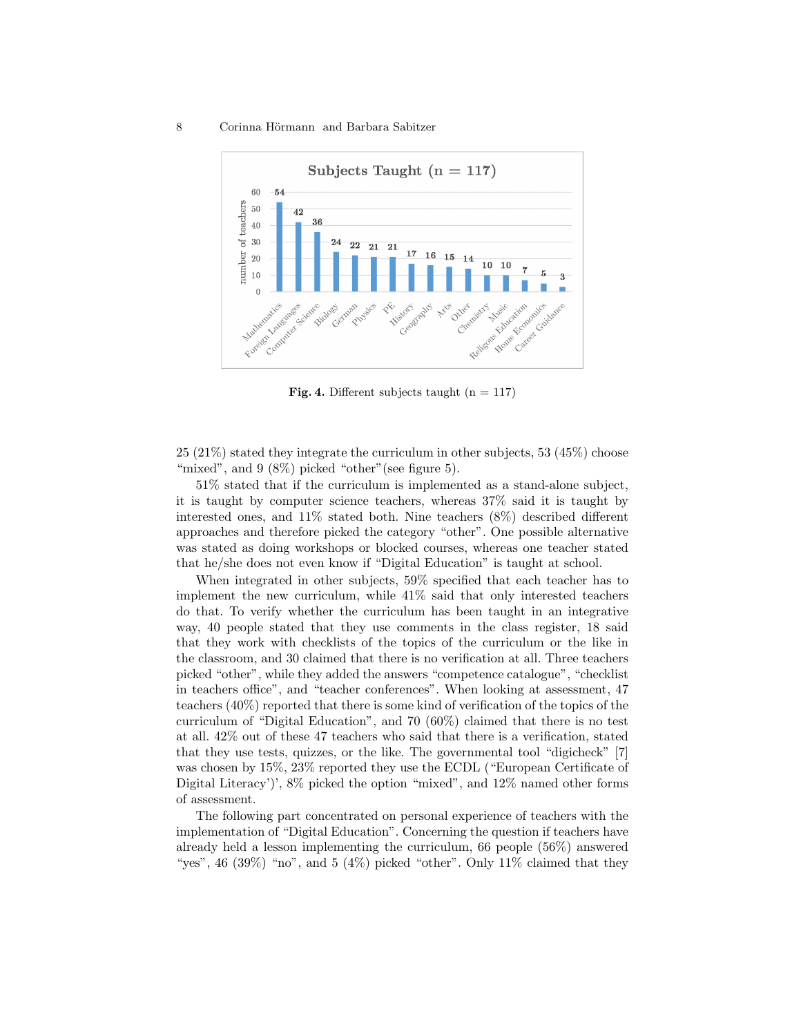**Subjects Taught (n = 117)**

| Subject | Number of teachers |
| --- | --- |
| Mathematics | 54 |
| Foreign Languages | 42 |
| Computer Science | 36 |
| Biology | 24 |
| German | 22 |
| Physics | 21 |
| PE | 21 |
| History | 17 |
| Geography | 16 |
| Arts | 15 |
| Other | 14 |
| Chemistry | 10 |
| Music | 10 |
| Religous Education | 7 |
| Home Economics | 5 |
| Career Guidance | 3 |

**Fig. 4.** Different subjects taught (n = 117)

25 (21%) stated they integrate the curriculum in other subjects, 53 (45%) choose "mixed", and 9 (8%) picked "other"(see figure 5).

51% stated that if the curriculum is implemented as a stand-alone subject, it is taught by computer science teachers, whereas 37% said it is taught by interested ones, and 11% stated both. Nine teachers (8%) described different approaches and therefore picked the category "other". One possible alternative was stated as doing workshops or blocked courses, whereas one teacher stated that he/she does not even know if "Digital Education" is taught at school.

When integrated in other subjects, 59% specified that each teacher has to implement the new curriculum, while 41% said that only interested teachers do that. To verify whether the curriculum has been taught in an integrative way, 40 people stated that they use comments in the class register, 18 said that they work with checklists of the topics of the curriculum or the like in the classroom, and 30 claimed that there is no verification at all. Three teachers picked "other", while they added the answers "competence catalogue", "checklist in teachers office", and "teacher conferences". When looking at assessment, 47 teachers (40%) reported that there is some kind of verification of the topics of the curriculum of "Digital Education", and 70 (60%) claimed that there is no test at all. 42% out of these 47 teachers who said that there is a verification, stated that they use tests, quizzes, or the like. The governmental tool "digicheck" [7] was chosen by 15%, 23% reported they use the ECDL ("European Certificate of Digital Literacy')', 8% picked the option "mixed", and 12% named other forms of assessment.

The following part concentrated on personal experience of teachers with the implementation of "Digital Education". Concerning the question if teachers have already held a lesson implementing the curriculum, 66 people (56%) answered "yes", 46 (39%) "no", and 5 (4%) picked "other". Only 11% claimed that they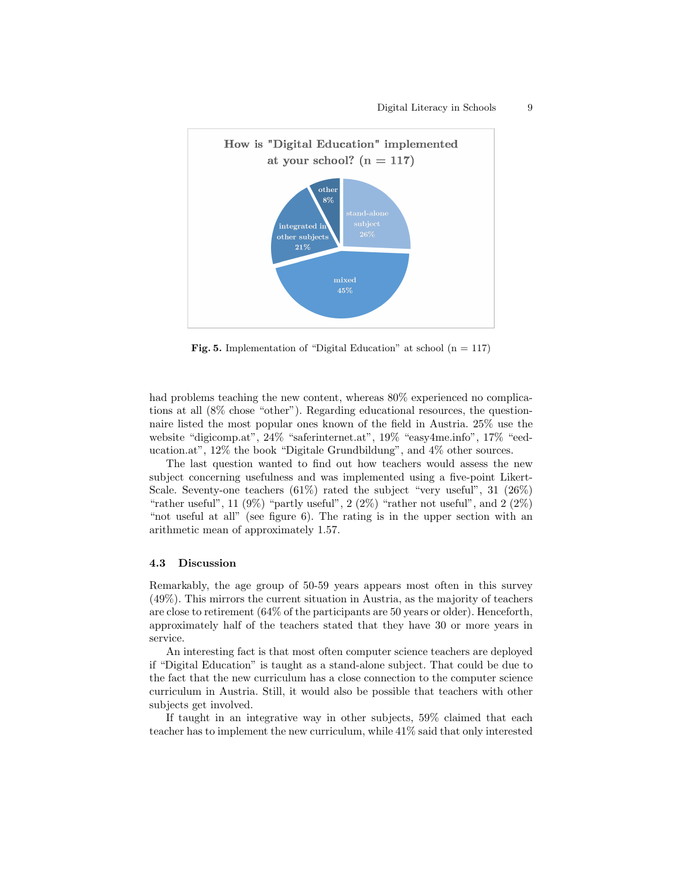Fig. 5. Implementation of "Digital Education" at school (n = 117)

had problems teaching the new content, whereas 80% experienced no complications at all (8% chose "other"). Regarding educational resources, the questionnaire listed the most popular ones known of the field in Austria. 25% use the website "digicomp.at", 24% "saferinternet.at", 19% "easy4me.info", 17% "eeducation.at", 12% the book "Digitale Grundbildung", and 4% other sources.

The last question wanted to find out how teachers would assess the new subject concerning usefulness and was implemented using a five-point Likert-Scale. Seventy-one teachers (61%) rated the subject "very useful", 31 (26%) "rather useful", 11 (9%) "partly useful", 2 (2%) "rather not useful", and 2 (2%) "not useful at all" (see figure 6). The rating is in the upper section with an arithmetic mean of approximately 1.57.

### 4.3 Discussion

Remarkably, the age group of 50-59 years appears most often in this survey (49%). This mirrors the current situation in Austria, as the majority of teachers are close to retirement (64% of the participants are 50 years or older). Henceforth, approximately half of the teachers stated that they have 30 or more years in service.

An interesting fact is that most often computer science teachers are deployed if "Digital Education" is taught as a stand-alone subject. That could be due to the fact that the new curriculum has a close connection to the computer science curriculum in Austria. Still, it would also be possible that teachers with other subjects get involved.

If taught in an integrative way in other subjects, 59% claimed that each teacher has to implement the new curriculum, while 41% said that only interested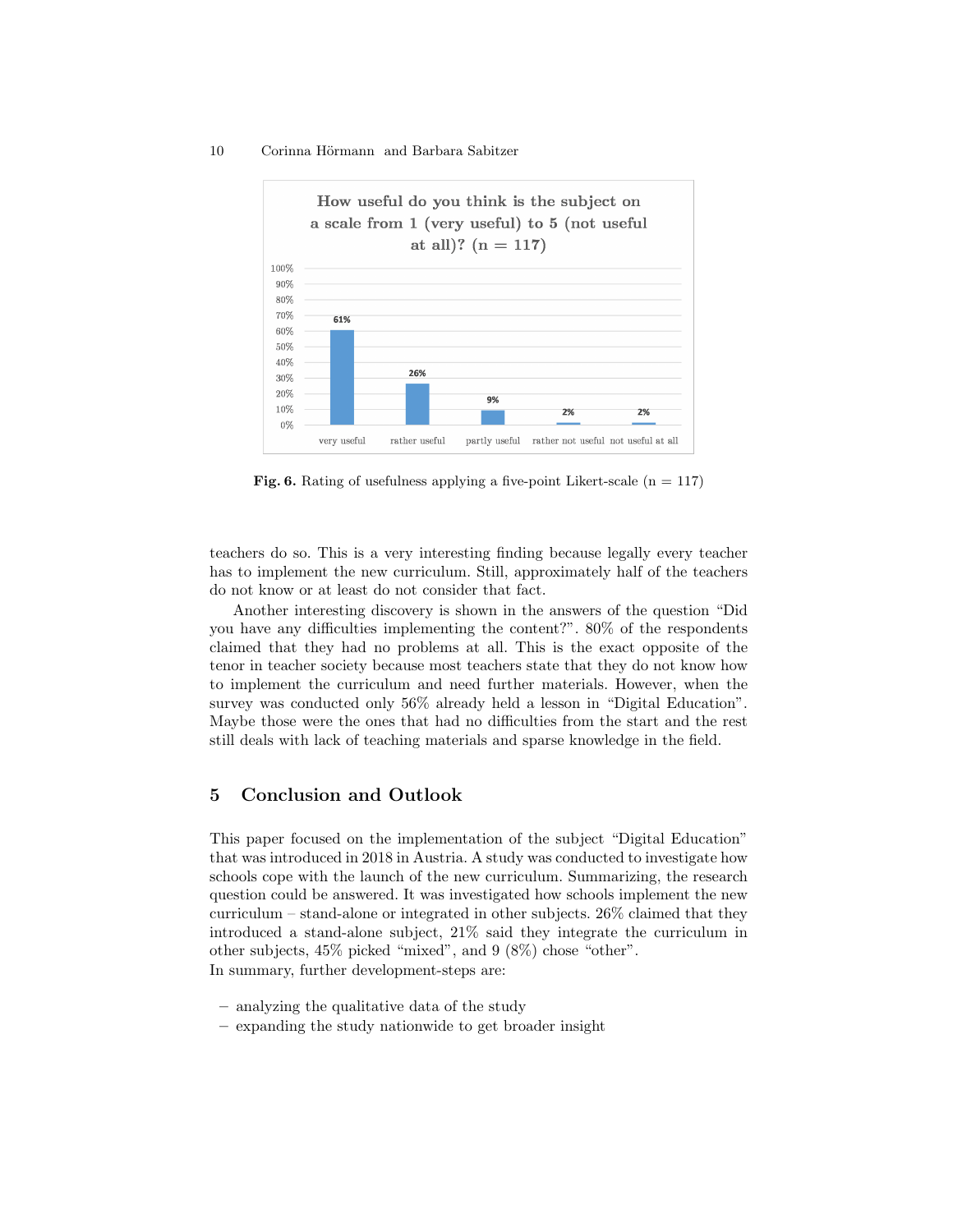How useful do you think is the subject on a scale from 1 (very useful) to 5 (not useful at all)? (n = 117)

| very useful | rather useful | partly useful | rather not useful | not useful at all |
|---|---|---|---|---|
| 61% | 26% | 9% | 2% | 2% |

**Fig. 6.** Rating of usefulness applying a five-point Likert-scale (n = 117)

teachers do so. This is a very interesting finding because legally every teacher has to implement the new curriculum. Still, approximately half of the teachers do not know or at least do not consider that fact.

Another interesting discovery is shown in the answers of the question "Did you have any difficulties implementing the content?". 80% of the respondents claimed that they had no problems at all. This is the exact opposite of the tenor in teacher society because most teachers state that they do not know how to implement the curriculum and need further materials. However, when the survey was conducted only 56% already held a lesson in "Digital Education". Maybe those were the ones that had no difficulties from the start and the rest still deals with lack of teaching materials and sparse knowledge in the field.

## 5 Conclusion and Outlook

This paper focused on the implementation of the subject "Digital Education" that was introduced in 2018 in Austria. A study was conducted to investigate how schools cope with the launch of the new curriculum. Summarizing, the research question could be answered. It was investigated how schools implement the new curriculum – stand-alone or integrated in other subjects. 26% claimed that they introduced a stand-alone subject, 21% said they integrate the curriculum in other subjects, 45% picked "mixed", and 9 (8%) chose "other".
In summary, further development-steps are:

- analyzing the qualitative data of the study
- expanding the study nationwide to get broader insight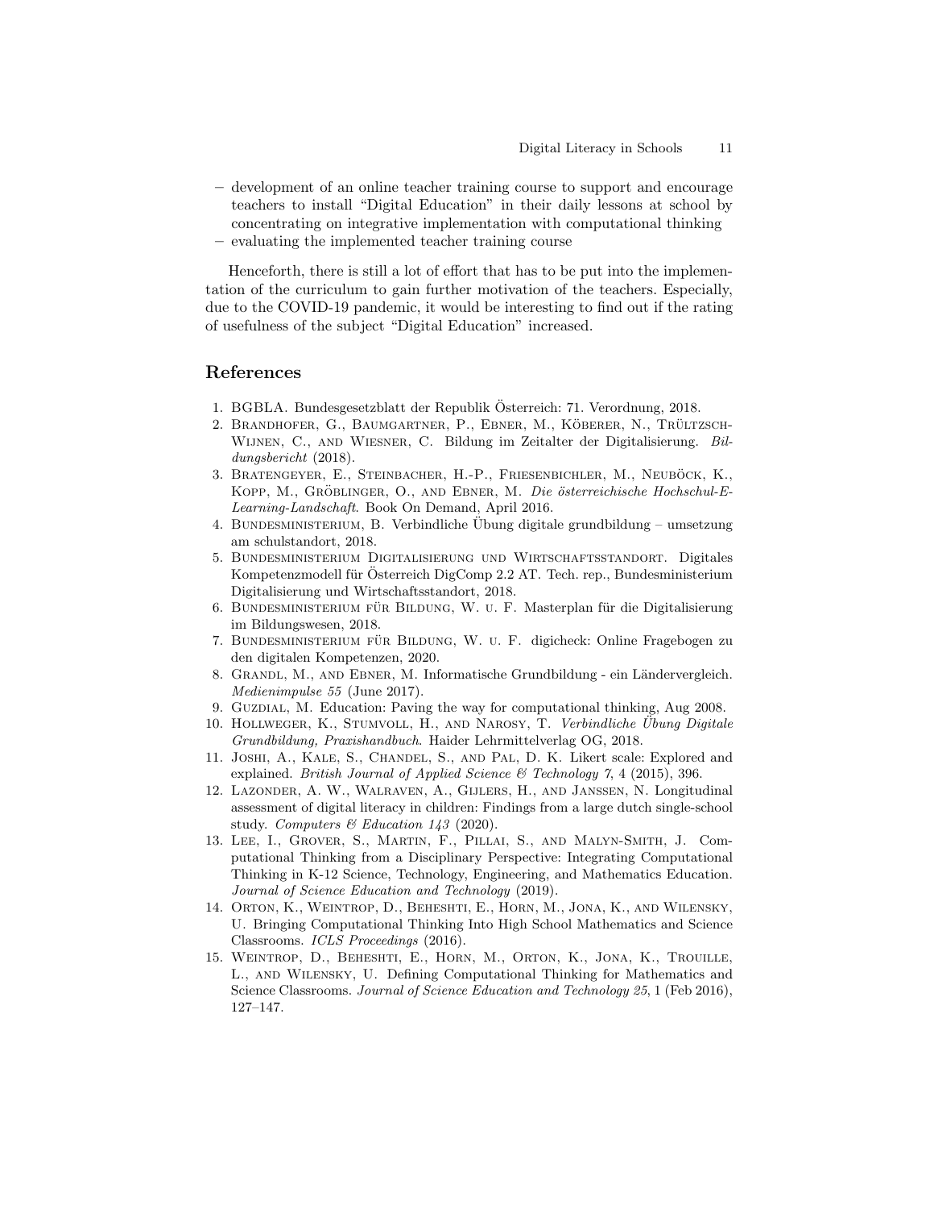- development of an online teacher training course to support and encourage teachers to install "Digital Education" in their daily lessons at school by concentrating on integrative implementation with computational thinking
- evaluating the implemented teacher training course

Henceforth, there is still a lot of effort that has to be put into the implementation of the curriculum to gain further motivation of the teachers. Especially, due to the COVID-19 pandemic, it would be interesting to find out if the rating of usefulness of the subject "Digital Education" increased.

## References

1. BGBLA. Bundesgesetzblatt der Republik Österreich: 71. Verordnung, 2018.
2. Brandhofer, G., Baumgartner, P., Ebner, M., Köberer, N., Trültzsch-Wijnen, C., and Wiesner, C. Bildung im Zeitalter der Digitalisierung. *Bildungsbericht* (2018).
3. Bratengeyer, E., Steinbacher, H.-P., Friesenbichler, M., Neuböck, K., Kopp, M., Gröblinger, O., and Ebner, M. *Die österreichische Hochschul-E-Learning-Landschaft*. Book On Demand, April 2016.
4. Bundesministerium, B. Verbindliche Übung digitale grundbildung – umsetzung am schulstandort, 2018.
5. Bundesministerium Digitalisierung und Wirtschaftsstandort. Digitales Kompetenzmodell für Österreich DigComp 2.2 AT. Tech. rep., Bundesministerium Digitalisierung und Wirtschaftsstandort, 2018.
6. Bundesministerium für Bildung, W. u. F. Masterplan für die Digitalisierung im Bildungswesen, 2018.
7. Bundesministerium für Bildung, W. u. F. digicheck: Online Fragebogen zu den digitalen Kompetenzen, 2020.
8. Grandl, M., and Ebner, M. Informatische Grundbildung - ein Ländervergleich. *Medienimpulse 55* (June 2017).
9. Guzdial, M. Education: Paving the way for computational thinking, Aug 2008.
10. Hollweger, K., Stumvoll, H., and Narosy, T. *Verbindliche Übung Digitale Grundbildung, Praxishandbuch*. Haider Lehrmittelverlag OG, 2018.
11. Joshi, A., Kale, S., Chandel, S., and Pal, D. K. Likert scale: Explored and explained. *British Journal of Applied Science & Technology 7*, 4 (2015), 396.
12. Lazonder, A. W., Walraven, A., Gijlers, H., and Janssen, N. Longitudinal assessment of digital literacy in children: Findings from a large dutch single-school study. *Computers & Education 143* (2020).
13. Lee, I., Grover, S., Martin, F., Pillai, S., and Malyn-Smith, J. Computational Thinking from a Disciplinary Perspective: Integrating Computational Thinking in K-12 Science, Technology, Engineering, and Mathematics Education. *Journal of Science Education and Technology* (2019).
14. Orton, K., Weintrop, D., Beheshti, E., Horn, M., Jona, K., and Wilensky, U. Bringing Computational Thinking Into High School Mathematics and Science Classrooms. *ICLS Proceedings* (2016).
15. Weintrop, D., Beheshti, E., Horn, M., Orton, K., Jona, K., Trouille, L., and Wilensky, U. Defining Computational Thinking for Mathematics and Science Classrooms. *Journal of Science Education and Technology 25*, 1 (Feb 2016), 127–147.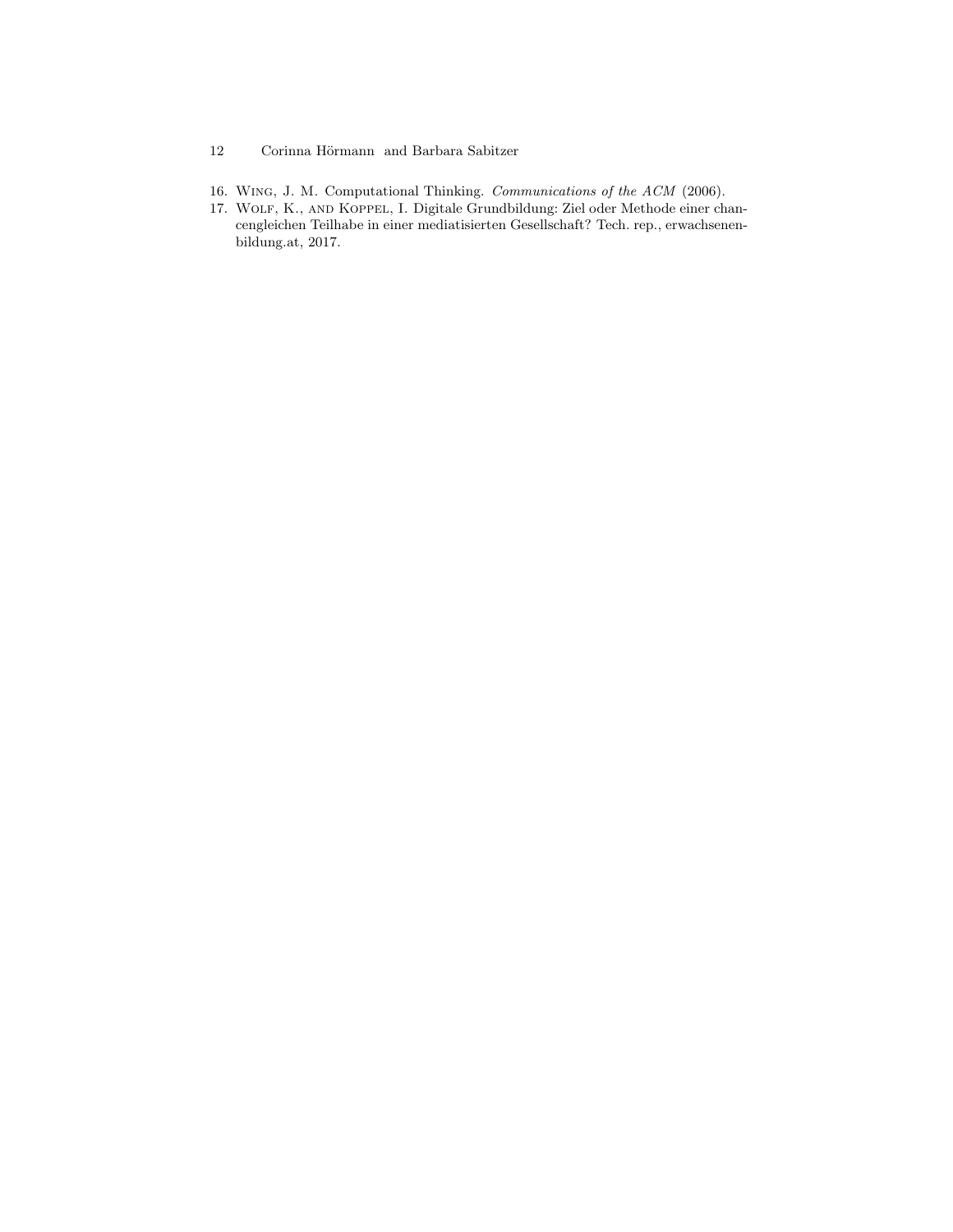16. Wing, J. M. Computational Thinking. *Communications of the ACM* (2006).
17. Wolf, K., and Koppel, I. Digitale Grundbildung: Ziel oder Methode einer chancengleichen Teilhabe in einer mediatisierten Gesellschaft? Tech. rep., erwachsenenbildung.at, 2017.